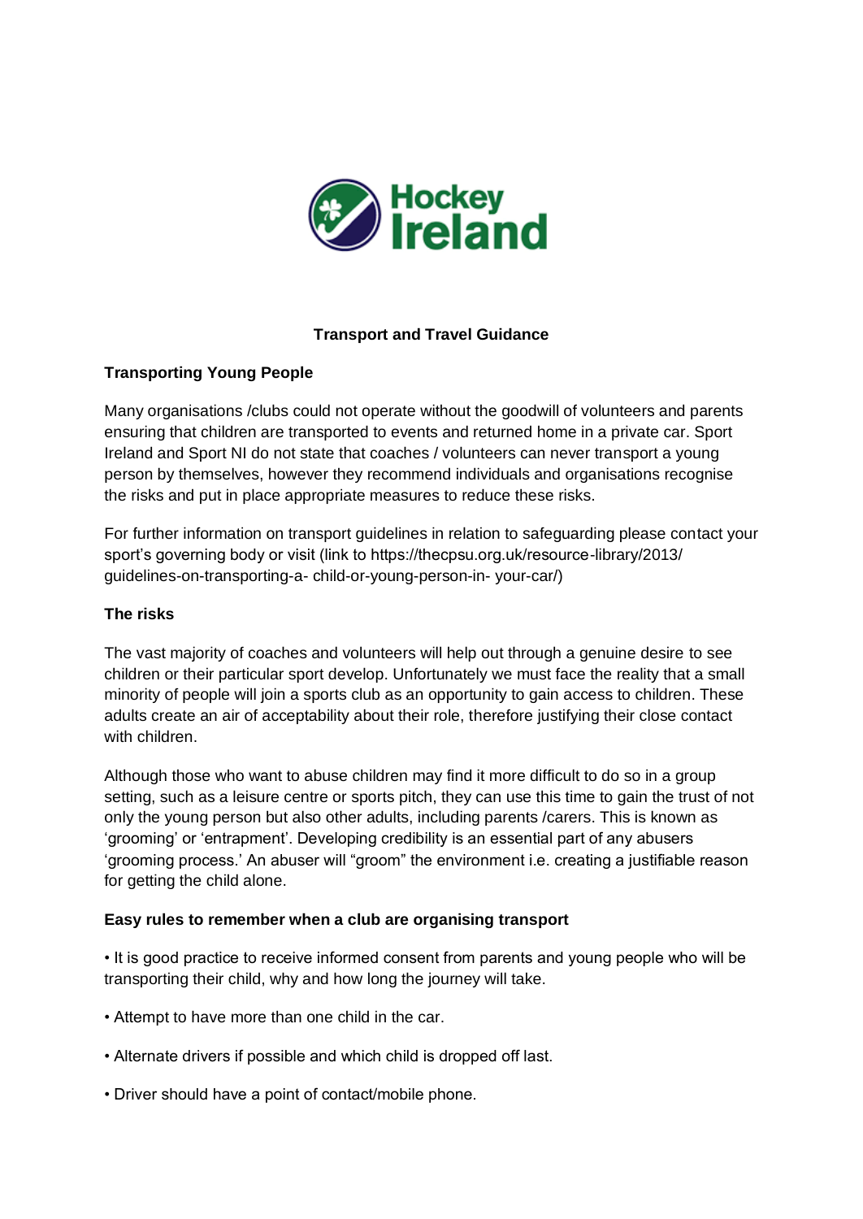Hockey Ireland

# Transport and Travel Guidance

## Transporting Young People

Many organisations /clubs could not operate without the goodwill of volunteers and parents ensuring that children are transported to events and returned home in a private car. Sport Ireland and Sport NI do not state that coaches / volunteers can never transport a young person by themselves, however they recommend individuals and organisations recognise the risks and put in place appropriate measures to reduce these risks.

For further information on transport guidelines in relation to safeguarding please contact your sport's governing body or visit (link to https://thecpsu.org.uk/resource-library/2013/ guidelines-on-transporting-a- child-or-young-person-in- your-car/)

## The risks

The vast majority of coaches and volunteers will help out through a genuine desire to see children or their particular sport develop. Unfortunately we must face the reality that a small minority of people will join a sports club as an opportunity to gain access to children. These adults create an air of acceptability about their role, therefore justifying their close contact with children.

Although those who want to abuse children may find it more difficult to do so in a group setting, such as a leisure centre or sports pitch, they can use this time to gain the trust of not only the young person but also other adults, including parents /carers. This is known as 'grooming' or 'entrapment'. Developing credibility is an essential part of any abusers 'grooming process.' An abuser will "groom" the environment i.e. creating a justifiable reason for getting the child alone.

## Easy rules to remember when a club are organising transport

- It is good practice to receive informed consent from parents and young people who will be transporting their child, why and how long the journey will take.
- Attempt to have more than one child in the car.
- Alternate drivers if possible and which child is dropped off last.
- Driver should have a point of contact/mobile phone.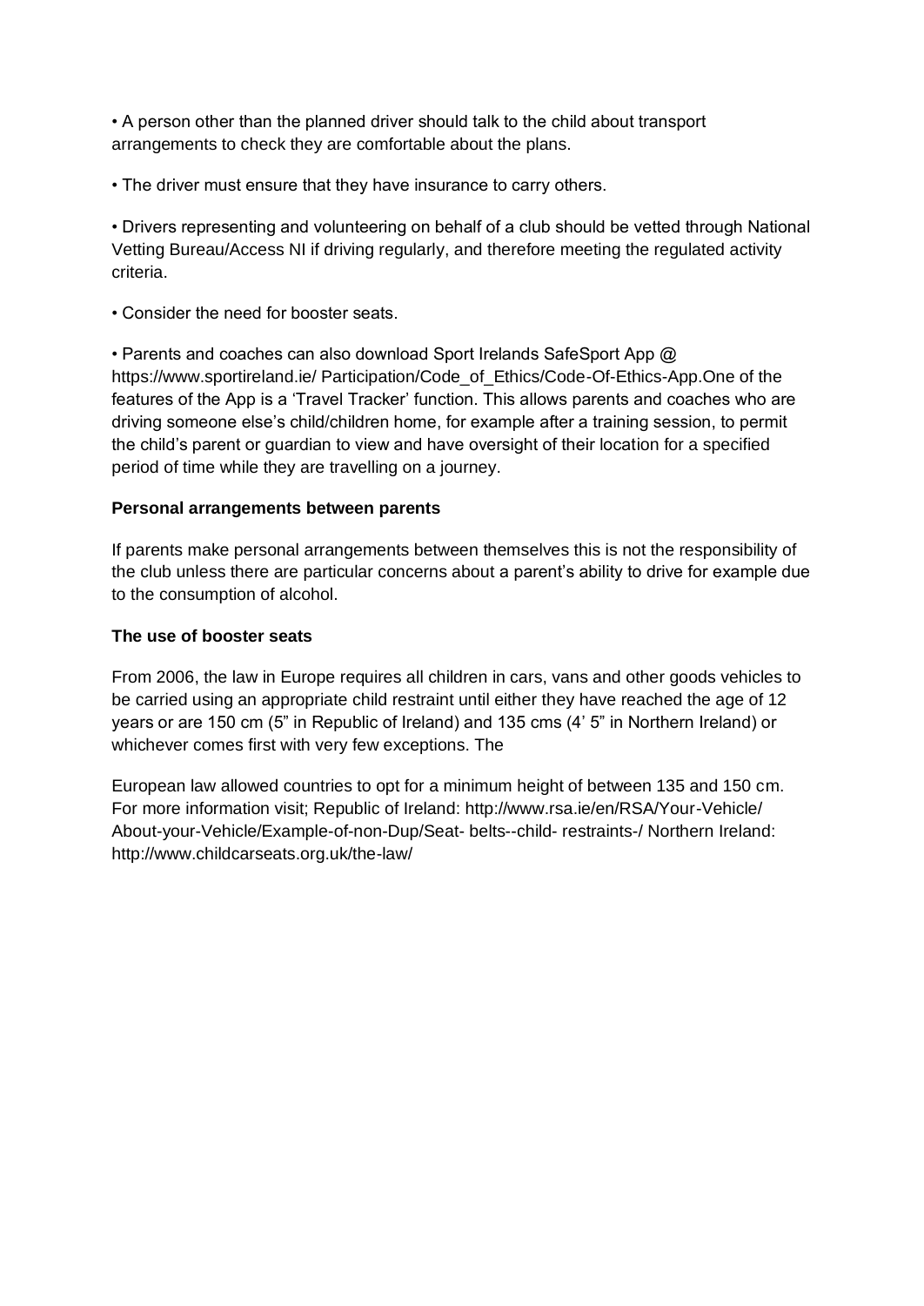• A person other than the planned driver should talk to the child about transport arrangements to check they are comfortable about the plans.

• The driver must ensure that they have insurance to carry others.

• Drivers representing and volunteering on behalf of a club should be vetted through National Vetting Bureau/Access NI if driving regularly, and therefore meeting the regulated activity criteria.

• Consider the need for booster seats.

• Parents and coaches can also download Sport Irelands SafeSport App @ https://www.sportireland.ie/ Participation/Code_of_Ethics/Code-Of-Ethics-App.One of the features of the App is a 'Travel Tracker' function. This allows parents and coaches who are driving someone else's child/children home, for example after a training session, to permit the child's parent or guardian to view and have oversight of their location for a specified period of time while they are travelling on a journey.

**Personal arrangements between parents**

If parents make personal arrangements between themselves this is not the responsibility of the club unless there are particular concerns about a parent's ability to drive for example due to the consumption of alcohol.

**The use of booster seats**

From 2006, the law in Europe requires all children in cars, vans and other goods vehicles to be carried using an appropriate child restraint until either they have reached the age of 12 years or are 150 cm (5" in Republic of Ireland) and 135 cms (4' 5" in Northern Ireland) or whichever comes first with very few exceptions. The

European law allowed countries to opt for a minimum height of between 135 and 150 cm. For more information visit; Republic of Ireland: http://www.rsa.ie/en/RSA/Your-Vehicle/ About-your-Vehicle/Example-of-non-Dup/Seat- belts--child- restraints-/ Northern Ireland: http://www.childcarseats.org.uk/the-law/